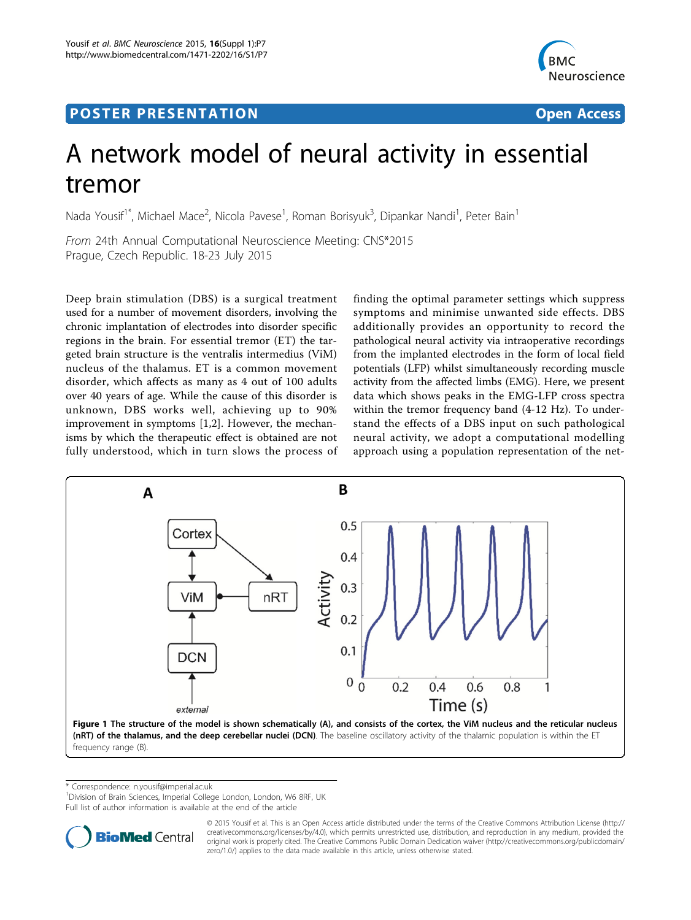POSTER PRESENTATION

Open Access

# A network model of neural activity in essential tremor

Nada Yousif[1*], Michael Mace[2], Nicola Pavese[1], Roman Borisyuk[3], Dipankar Nandi[1], Peter Bain[1]

*From* 24th Annual Computational Neuroscience Meeting: CNS*2015
Prague, Czech Republic. 18-23 July 2015

Deep brain stimulation (DBS) is a surgical treatment used for a number of movement disorders, involving the chronic implantation of electrodes into disorder specific regions in the brain. For essential tremor (ET) the targeted brain structure is the ventralis intermedius (ViM) nucleus of the thalamus. ET is a common movement disorder, which affects as many as 4 out of 100 adults over 40 years of age. While the cause of this disorder is unknown, DBS works well, achieving up to 90% improvement in symptoms [1,2]. However, the mechanisms by which the therapeutic effect is obtained are not fully understood, which in turn slows the process of finding the optimal parameter settings which suppress symptoms and minimise unwanted side effects. DBS additionally provides an opportunity to record the pathological neural activity via intraoperative recordings from the implanted electrodes in the form of local field potentials (LFP) whilst simultaneously recording muscle activity from the affected limbs (EMG). Here, we present data which shows peaks in the EMG-LFP cross spectra within the tremor frequency band (4-12 Hz). To understand the effects of a DBS input on such pathological neural activity, we adopt a computational modelling approach using a population representation of the net-

**Figure 1 The structure of the model is shown schematically (A), and consists of the cortex, the ViM nucleus and the reticular nucleus (nRT) of the thalamus, and the deep cerebellar nuclei (DCN)**. The baseline oscillatory activity of the thalamic population is within the ET frequency range (B).

\* Correspondence: n.yousif@imperial.ac.uk
[1]Division of Brain Sciences, Imperial College London, London, W6 8RF, UK
Full list of author information is available at the end of the article

© 2015 Yousif et al. This is an Open Access article distributed under the terms of the Creative Commons Attribution License (http://creativecommons.org/licenses/by/4.0), which permits unrestricted use, distribution, and reproduction in any medium, provided the original work is properly cited. The Creative Commons Public Domain Dedication waiver (http://creativecommons.org/publicdomain/zero/1.0/) applies to the data made available in this article, unless otherwise stated.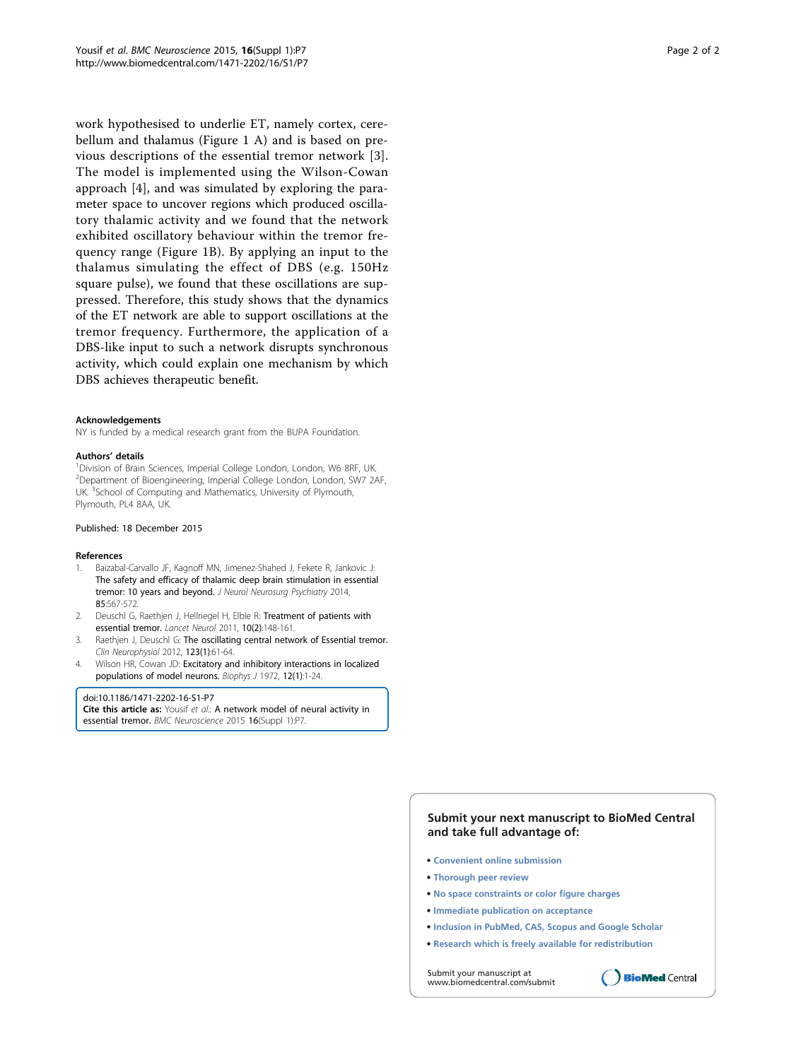work hypothesised to underlie ET, namely cortex, cerebellum and thalamus (Figure 1 A) and is based on previous descriptions of the essential tremor network [3]. The model is implemented using the Wilson-Cowan approach [4], and was simulated by exploring the parameter space to uncover regions which produced oscillatory thalamic activity and we found that the network exhibited oscillatory behaviour within the tremor frequency range (Figure 1B). By applying an input to the thalamus simulating the effect of DBS (e.g. 150Hz square pulse), we found that these oscillations are suppressed. Therefore, this study shows that the dynamics of the ET network are able to support oscillations at the tremor frequency. Furthermore, the application of a DBS-like input to such a network disrupts synchronous activity, which could explain one mechanism by which DBS achieves therapeutic benefit.

#### Acknowledgements

NY is funded by a medical research grant from the BUPA Foundation.

#### Authors' details

[1]Division of Brain Sciences, Imperial College London, London, W6 8RF, UK. [2]Department of Bioengineering, Imperial College London, London, SW7 2AF, UK. [3]School of Computing and Mathematics, University of Plymouth, Plymouth, PL4 8AA, UK.

Published: 18 December 2015

#### References

1. Baizabal-Carvallo JF, Kagnoff MN, Jimenez-Shahed J, Fekete R, Jankovic J: **The safety and efficacy of thalamic deep brain stimulation in essential tremor: 10 years and beyond.** *J Neurol Neurosurg Psychiatry* 2014, **85**:567-572.
2. Deuschl G, Raethjen J, Hellriegel H, Elble R: **Treatment of patients with essential tremor.** *Lancet Neurol* 2011, **10(2)**:148-161.
3. Raethjen J, Deuschl G: **The oscillating central network of Essential tremor.** *Clin Neurophysiol* 2012, **123(1)**:61-64.
4. Wilson HR, Cowan JD: **Excitatory and inhibitory interactions in localized populations of model neurons.** *Biophys J* 1972, **12(1)**:1-24.

doi:10.1186/1471-2202-16-S1-P7

**Cite this article as:** Yousif *et al.*: A network model of neural activity in essential tremor. *BMC Neuroscience* 2015 **16**(Suppl 1):P7.

**Submit your next manuscript to BioMed Central and take full advantage of:**

- Convenient online submission
- Thorough peer review
- No space constraints or color figure charges
- Immediate publication on acceptance
- Inclusion in PubMed, CAS, Scopus and Google Scholar
- Research which is freely available for redistribution

Submit your manuscript at www.biomedcentral.com/submit

BioMed Central